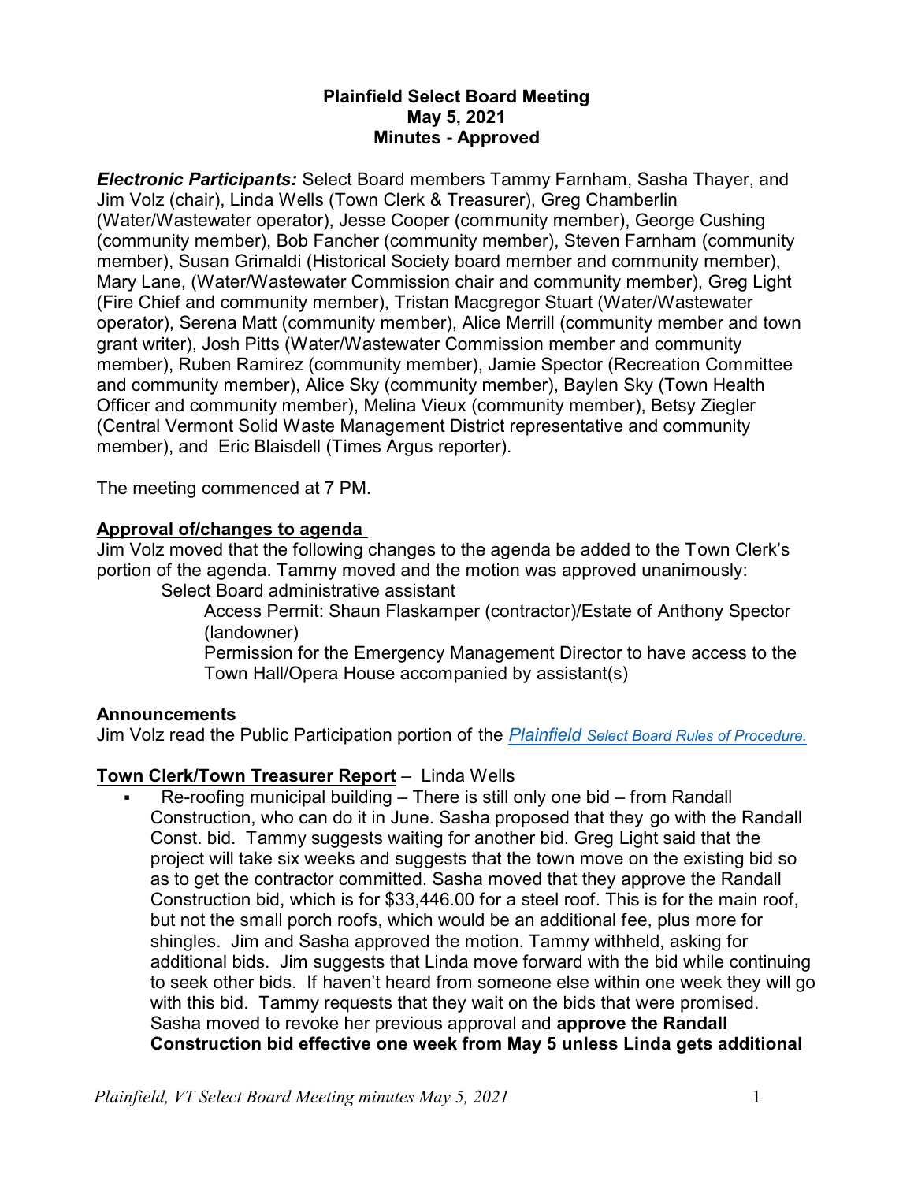# Plainfield Select Board Meeting
## May 5, 2021
## Minutes - Approved

***Electronic Participants:*** Select Board members Tammy Farnham, Sasha Thayer, and Jim Volz (chair), Linda Wells (Town Clerk & Treasurer), Greg Chamberlin (Water/Wastewater operator), Jesse Cooper (community member), George Cushing (community member), Bob Fancher (community member), Steven Farnham (community member), Susan Grimaldi (Historical Society board member and community member), Mary Lane, (Water/Wastewater Commission chair and community member), Greg Light (Fire Chief and community member), Tristan Macgregor Stuart (Water/Wastewater operator), Serena Matt (community member), Alice Merrill (community member and town grant writer), Josh Pitts (Water/Wastewater Commission member and community member), Ruben Ramirez (community member), Jamie Spector (Recreation Committee and community member), Alice Sky (community member), Baylen Sky (Town Health Officer and community member), Melina Vieux (community member), Betsy Ziegler (Central Vermont Solid Waste Management District representative and community member), and Eric Blaisdell (Times Argus reporter).

The meeting commenced at 7 PM.

**Approval of/changes to agenda**

Jim Volz moved that the following changes to the agenda be added to the Town Clerk's portion of the agenda. Tammy moved and the motion was approved unanimously:

- Select Board administrative assistant
  - Access Permit: Shaun Flaskamper (contractor)/Estate of Anthony Spector (landowner)
  - Permission for the Emergency Management Director to have access to the Town Hall/Opera House accompanied by assistant(s)

**Announcements**

Jim Volz read the Public Participation portion of the *Plainfield Select Board Rules of Procedure.*

**Town Clerk/Town Treasurer Report** – Linda Wells

- Re-roofing municipal building – There is still only one bid – from Randall Construction, who can do it in June. Sasha proposed that they go with the Randall Const. bid. Tammy suggests waiting for another bid. Greg Light said that the project will take six weeks and suggests that the town move on the existing bid so as to get the contractor committed. Sasha moved that they approve the Randall Construction bid, which is for $33,446.00 for a steel roof. This is for the main roof, but not the small porch roofs, which would be an additional fee, plus more for shingles. Jim and Sasha approved the motion. Tammy withheld, asking for additional bids. Jim suggests that Linda move forward with the bid while continuing to seek other bids. If haven't heard from someone else within one week they will go with this bid. Tammy requests that they wait on the bids that were promised. Sasha moved to revoke her previous approval and **approve the Randall Construction bid effective one week from May 5 unless Linda gets additional**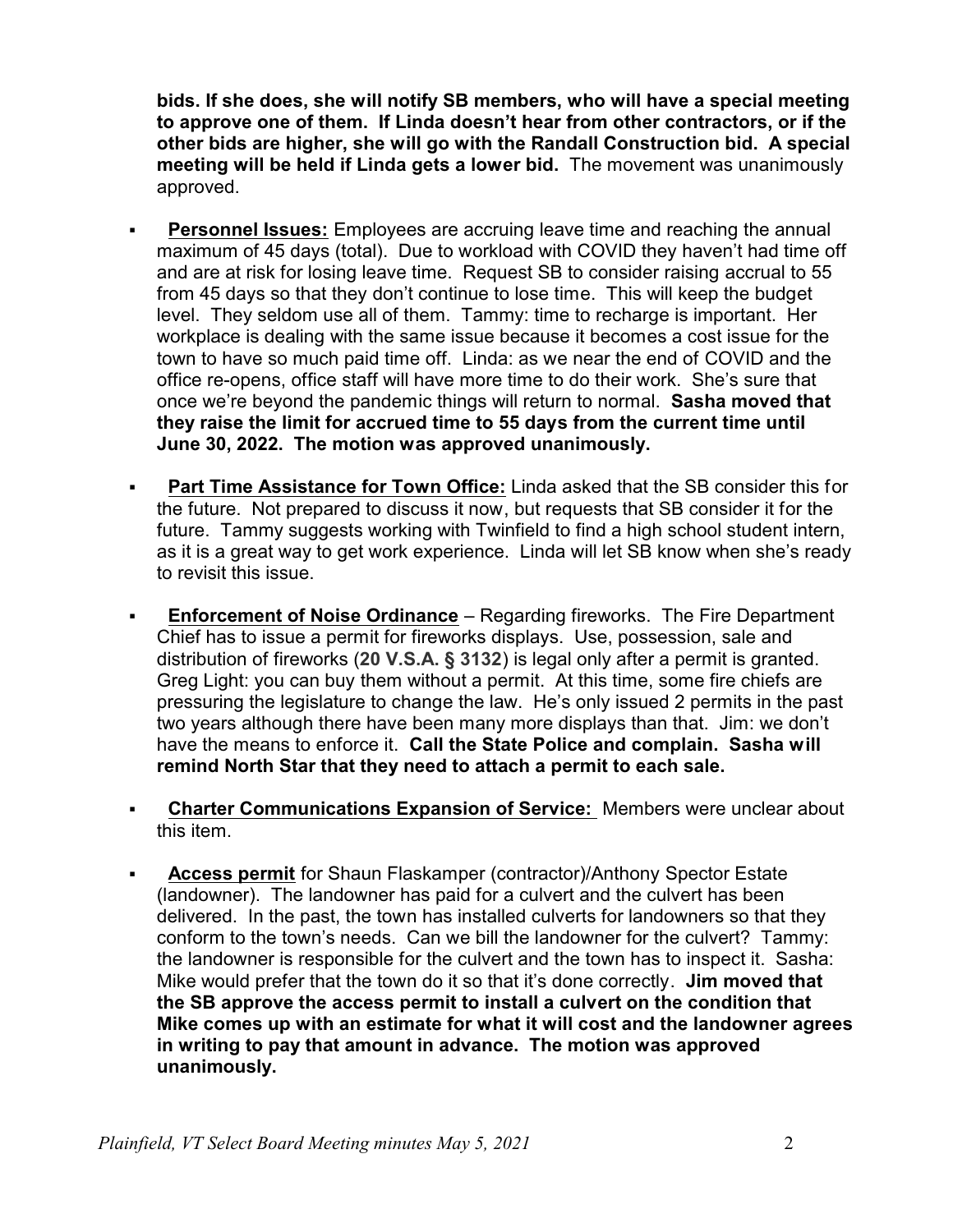**bids. If she does, she will notify SB members, who will have a special meeting to approve one of them. If Linda doesn't hear from other contractors, or if the other bids are higher, she will go with the Randall Construction bid. A special meeting will be held if Linda gets a lower bid.** The movement was unanimously approved.

- **Personnel Issues:** Employees are accruing leave time and reaching the annual maximum of 45 days (total). Due to workload with COVID they haven't had time off and are at risk for losing leave time. Request SB to consider raising accrual to 55 from 45 days so that they don't continue to lose time. This will keep the budget level. They seldom use all of them. Tammy: time to recharge is important. Her workplace is dealing with the same issue because it becomes a cost issue for the town to have so much paid time off. Linda: as we near the end of COVID and the office re-opens, office staff will have more time to do their work. She's sure that once we're beyond the pandemic things will return to normal. **Sasha moved that they raise the limit for accrued time to 55 days from the current time until June 30, 2022. The motion was approved unanimously.**

- **Part Time Assistance for Town Office:** Linda asked that the SB consider this for the future. Not prepared to discuss it now, but requests that SB consider it for the future. Tammy suggests working with Twinfield to find a high school student intern, as it is a great way to get work experience. Linda will let SB know when she's ready to revisit this issue.

- **Enforcement of Noise Ordinance** – Regarding fireworks. The Fire Department Chief has to issue a permit for fireworks displays. Use, possession, sale and distribution of fireworks (**20 V.S.A. § 3132**) is legal only after a permit is granted. Greg Light: you can buy them without a permit. At this time, some fire chiefs are pressuring the legislature to change the law. He's only issued 2 permits in the past two years although there have been many more displays than that. Jim: we don't have the means to enforce it. **Call the State Police and complain. Sasha will remind North Star that they need to attach a permit to each sale.**

- **Charter Communications Expansion of Service:** Members were unclear about this item.

- **Access permit** for Shaun Flaskamper (contractor)/Anthony Spector Estate (landowner). The landowner has paid for a culvert and the culvert has been delivered. In the past, the town has installed culverts for landowners so that they conform to the town's needs. Can we bill the landowner for the culvert? Tammy: the landowner is responsible for the culvert and the town has to inspect it. Sasha: Mike would prefer that the town do it so that it's done correctly. **Jim moved that the SB approve the access permit to install a culvert on the condition that Mike comes up with an estimate for what it will cost and the landowner agrees in writing to pay that amount in advance. The motion was approved unanimously.**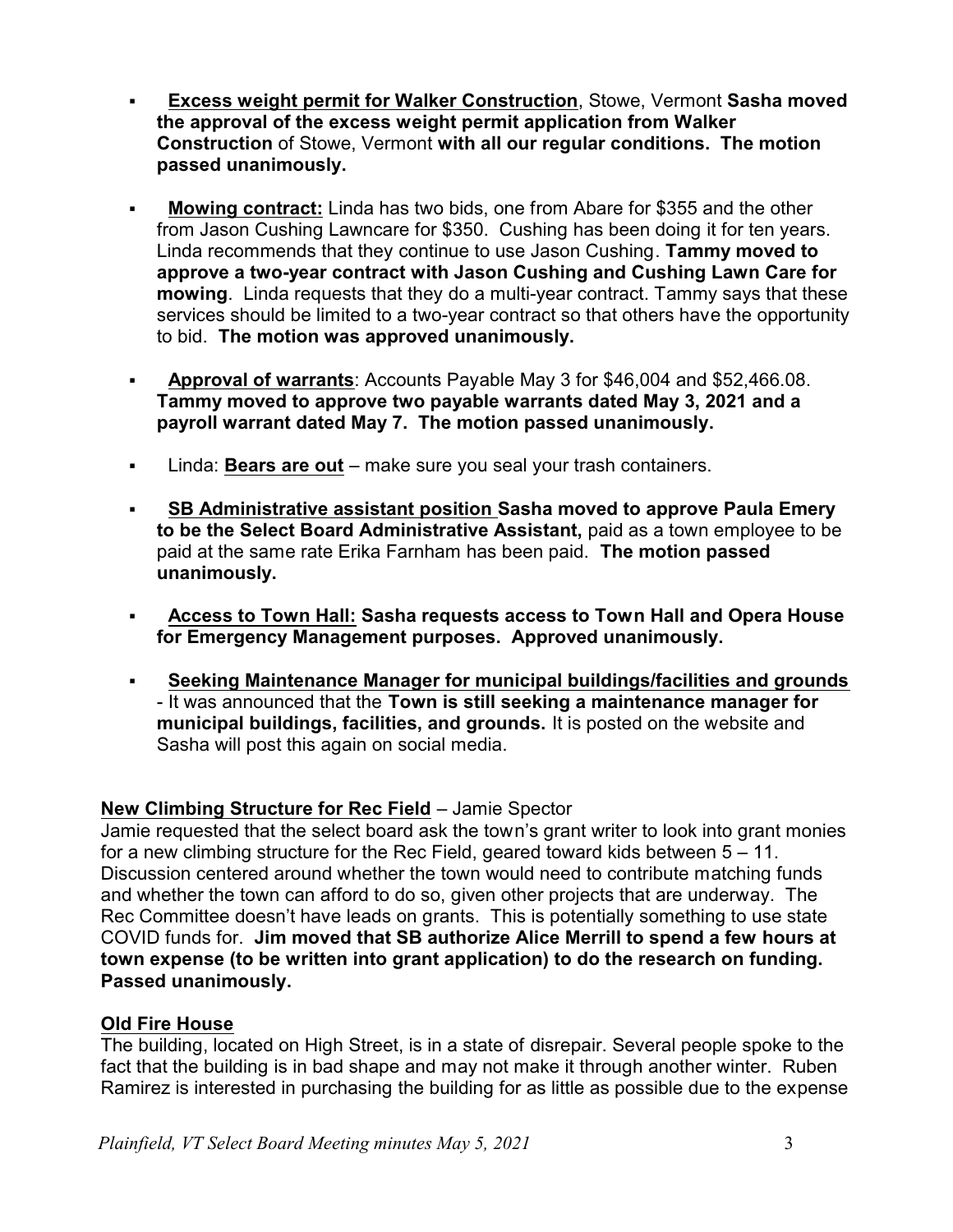- **Excess weight permit for Walker Construction**, Stowe, Vermont **Sasha moved the approval of the excess weight permit application from Walker Construction** of Stowe, Vermont **with all our regular conditions. The motion passed unanimously.**

- **Mowing contract:** Linda has two bids, one from Abare for $355 and the other from Jason Cushing Lawncare for $350. Cushing has been doing it for ten years. Linda recommends that they continue to use Jason Cushing. **Tammy moved to approve a two-year contract with Jason Cushing and Cushing Lawn Care for mowing**. Linda requests that they do a multi-year contract. Tammy says that these services should be limited to a two-year contract so that others have the opportunity to bid. **The motion was approved unanimously.**

- **Approval of warrants**: Accounts Payable May 3 for $46,004 and $52,466.08. **Tammy moved to approve two payable warrants dated May 3, 2021 and a payroll warrant dated May 7. The motion passed unanimously.**

- Linda: **Bears are out** – make sure you seal your trash containers.

- **SB Administrative assistant position Sasha moved to approve Paula Emery to be the Select Board Administrative Assistant,** paid as a town employee to be paid at the same rate Erika Farnham has been paid. **The motion passed unanimously.**

- **Access to Town Hall: Sasha requests access to Town Hall and Opera House for Emergency Management purposes. Approved unanimously.**

- **Seeking Maintenance Manager for municipal buildings/facilities and grounds** - It was announced that the **Town is still seeking a maintenance manager for municipal buildings, facilities, and grounds.** It is posted on the website and Sasha will post this again on social media.

**New Climbing Structure for Rec Field** – Jamie Spector

Jamie requested that the select board ask the town's grant writer to look into grant monies for a new climbing structure for the Rec Field, geared toward kids between 5 – 11. Discussion centered around whether the town would need to contribute matching funds and whether the town can afford to do so, given other projects that are underway. The Rec Committee doesn't have leads on grants. This is potentially something to use state COVID funds for. **Jim moved that SB authorize Alice Merrill to spend a few hours at town expense (to be written into grant application) to do the research on funding. Passed unanimously.**

**Old Fire House**

The building, located on High Street, is in a state of disrepair. Several people spoke to the fact that the building is in bad shape and may not make it through another winter. Ruben Ramirez is interested in purchasing the building for as little as possible due to the expense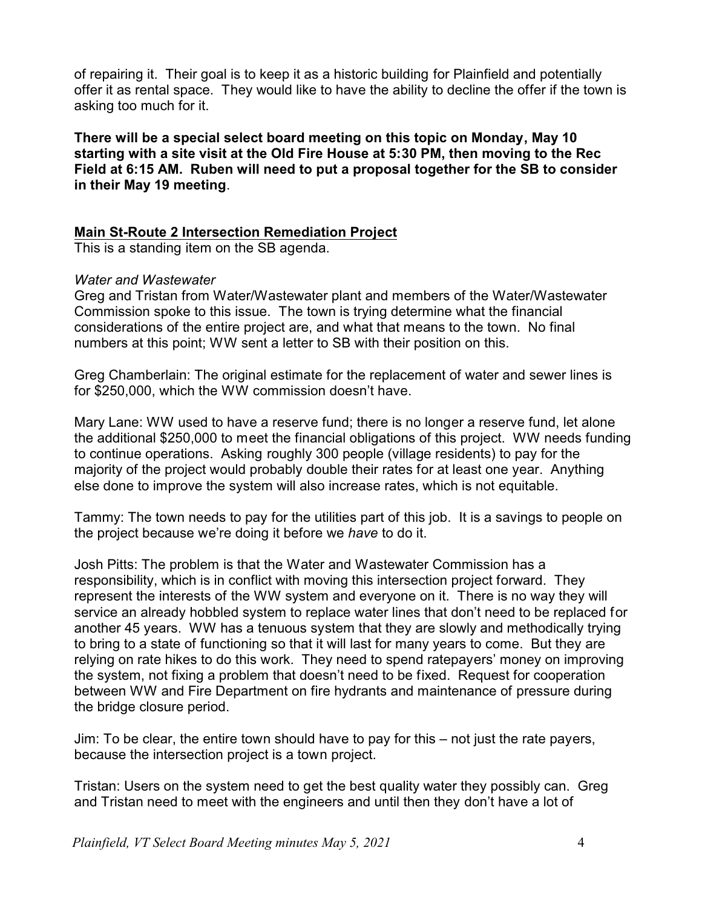of repairing it. Their goal is to keep it as a historic building for Plainfield and potentially offer it as rental space. They would like to have the ability to decline the offer if the town is asking too much for it.

**There will be a special select board meeting on this topic on Monday, May 10 starting with a site visit at the Old Fire House at 5:30 PM, then moving to the Rec Field at 6:15 AM. Ruben will need to put a proposal together for the SB to consider in their May 19 meeting**.

## Main St-Route 2 Intersection Remediation Project

This is a standing item on the SB agenda.

*Water and Wastewater*

Greg and Tristan from Water/Wastewater plant and members of the Water/Wastewater Commission spoke to this issue. The town is trying determine what the financial considerations of the entire project are, and what that means to the town. No final numbers at this point; WW sent a letter to SB with their position on this.

Greg Chamberlain: The original estimate for the replacement of water and sewer lines is for $250,000, which the WW commission doesn't have.

Mary Lane: WW used to have a reserve fund; there is no longer a reserve fund, let alone the additional $250,000 to meet the financial obligations of this project. WW needs funding to continue operations. Asking roughly 300 people (village residents) to pay for the majority of the project would probably double their rates for at least one year. Anything else done to improve the system will also increase rates, which is not equitable.

Tammy: The town needs to pay for the utilities part of this job. It is a savings to people on the project because we're doing it before we *have* to do it.

Josh Pitts: The problem is that the Water and Wastewater Commission has a responsibility, which is in conflict with moving this intersection project forward. They represent the interests of the WW system and everyone on it. There is no way they will service an already hobbled system to replace water lines that don't need to be replaced for another 45 years. WW has a tenuous system that they are slowly and methodically trying to bring to a state of functioning so that it will last for many years to come. But they are relying on rate hikes to do this work. They need to spend ratepayers' money on improving the system, not fixing a problem that doesn't need to be fixed. Request for cooperation between WW and Fire Department on fire hydrants and maintenance of pressure during the bridge closure period.

Jim: To be clear, the entire town should have to pay for this – not just the rate payers, because the intersection project is a town project.

Tristan: Users on the system need to get the best quality water they possibly can. Greg and Tristan need to meet with the engineers and until then they don't have a lot of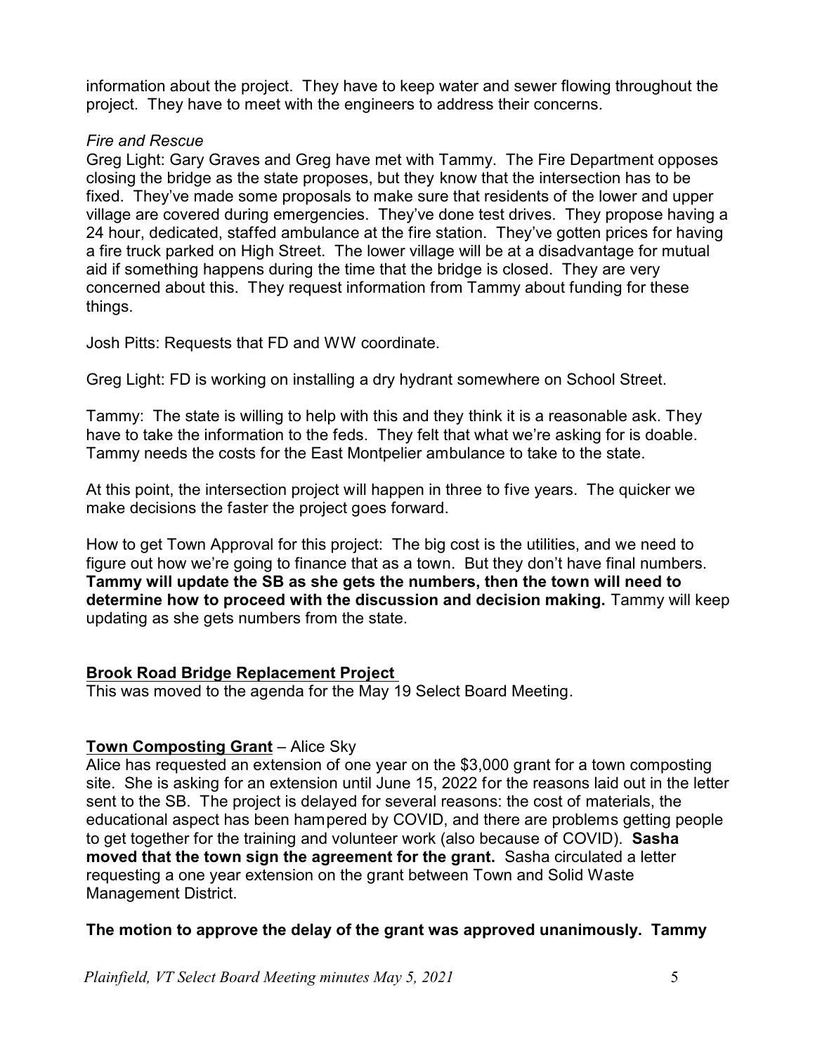information about the project. They have to keep water and sewer flowing throughout the project. They have to meet with the engineers to address their concerns.

*Fire and Rescue*

Greg Light: Gary Graves and Greg have met with Tammy. The Fire Department opposes closing the bridge as the state proposes, but they know that the intersection has to be fixed. They've made some proposals to make sure that residents of the lower and upper village are covered during emergencies. They've done test drives. They propose having a 24 hour, dedicated, staffed ambulance at the fire station. They've gotten prices for having a fire truck parked on High Street. The lower village will be at a disadvantage for mutual aid if something happens during the time that the bridge is closed. They are very concerned about this. They request information from Tammy about funding for these things.

Josh Pitts: Requests that FD and WW coordinate.

Greg Light: FD is working on installing a dry hydrant somewhere on School Street.

Tammy: The state is willing to help with this and they think it is a reasonable ask. They have to take the information to the feds. They felt that what we're asking for is doable. Tammy needs the costs for the East Montpelier ambulance to take to the state.

At this point, the intersection project will happen in three to five years. The quicker we make decisions the faster the project goes forward.

How to get Town Approval for this project: The big cost is the utilities, and we need to figure out how we're going to finance that as a town. But they don't have final numbers. **Tammy will update the SB as she gets the numbers, then the town will need to determine how to proceed with the discussion and decision making.** Tammy will keep updating as she gets numbers from the state.

## Brook Road Bridge Replacement Project

This was moved to the agenda for the May 19 Select Board Meeting.

## Town Composting Grant – Alice Sky

Alice has requested an extension of one year on the $3,000 grant for a town composting site. She is asking for an extension until June 15, 2022 for the reasons laid out in the letter sent to the SB. The project is delayed for several reasons: the cost of materials, the educational aspect has been hampered by COVID, and there are problems getting people to get together for the training and volunteer work (also because of COVID). **Sasha moved that the town sign the agreement for the grant.** Sasha circulated a letter requesting a one year extension on the grant between Town and Solid Waste Management District.

**The motion to approve the delay of the grant was approved unanimously. Tammy**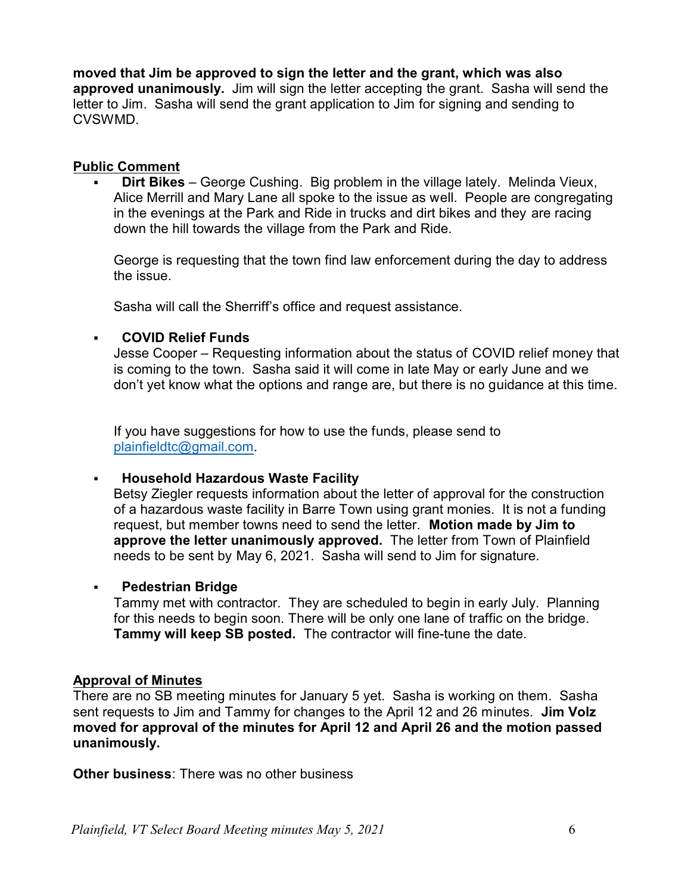**moved that Jim be approved to sign the letter and the grant, which was also approved unanimously.** Jim will sign the letter accepting the grant. Sasha will send the letter to Jim. Sasha will send the grant application to Jim for signing and sending to CVSWMD.

**Public Comment**

- **Dirt Bikes** – George Cushing. Big problem in the village lately. Melinda Vieux, Alice Merrill and Mary Lane all spoke to the issue as well. People are congregating in the evenings at the Park and Ride in trucks and dirt bikes and they are racing down the hill towards the village from the Park and Ride.

  George is requesting that the town find law enforcement during the day to address the issue.

  Sasha will call the Sherriff's office and request assistance.

- **COVID Relief Funds**
  Jesse Cooper – Requesting information about the status of COVID relief money that is coming to the town. Sasha said it will come in late May or early June and we don't yet know what the options and range are, but there is no guidance at this time.

  If you have suggestions for how to use the funds, please send to plainfieldtc@gmail.com.

- **Household Hazardous Waste Facility**
  Betsy Ziegler requests information about the letter of approval for the construction of a hazardous waste facility in Barre Town using grant monies. It is not a funding request, but member towns need to send the letter. **Motion made by Jim to approve the letter unanimously approved.** The letter from Town of Plainfield needs to be sent by May 6, 2021. Sasha will send to Jim for signature.

- **Pedestrian Bridge**
  Tammy met with contractor. They are scheduled to begin in early July. Planning for this needs to begin soon. There will be only one lane of traffic on the bridge. **Tammy will keep SB posted.** The contractor will fine-tune the date.

**Approval of Minutes**

There are no SB meeting minutes for January 5 yet. Sasha is working on them. Sasha sent requests to Jim and Tammy for changes to the April 12 and 26 minutes. **Jim Volz moved for approval of the minutes for April 12 and April 26 and the motion passed unanimously.**

**Other business**: There was no other business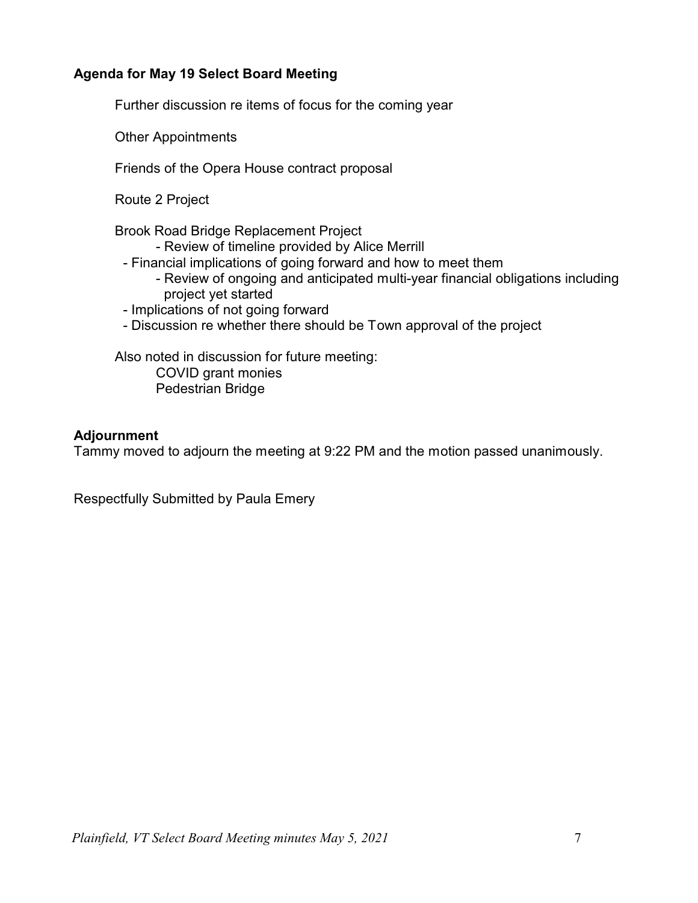**Agenda for May 19 Select Board Meeting**

Further discussion re items of focus for the coming year

Other Appointments

Friends of the Opera House contract proposal

Route 2 Project

Brook Road Bridge Replacement Project
- Review of timeline provided by Alice Merrill
- Financial implications of going forward and how to meet them
  - Review of ongoing and anticipated multi-year financial obligations including project yet started
- Implications of not going forward
- Discussion re whether there should be Town approval of the project

Also noted in discussion for future meeting:
- COVID grant monies
- Pedestrian Bridge

**Adjournment**

Tammy moved to adjourn the meeting at 9:22 PM and the motion passed unanimously.

Respectfully Submitted by Paula Emery